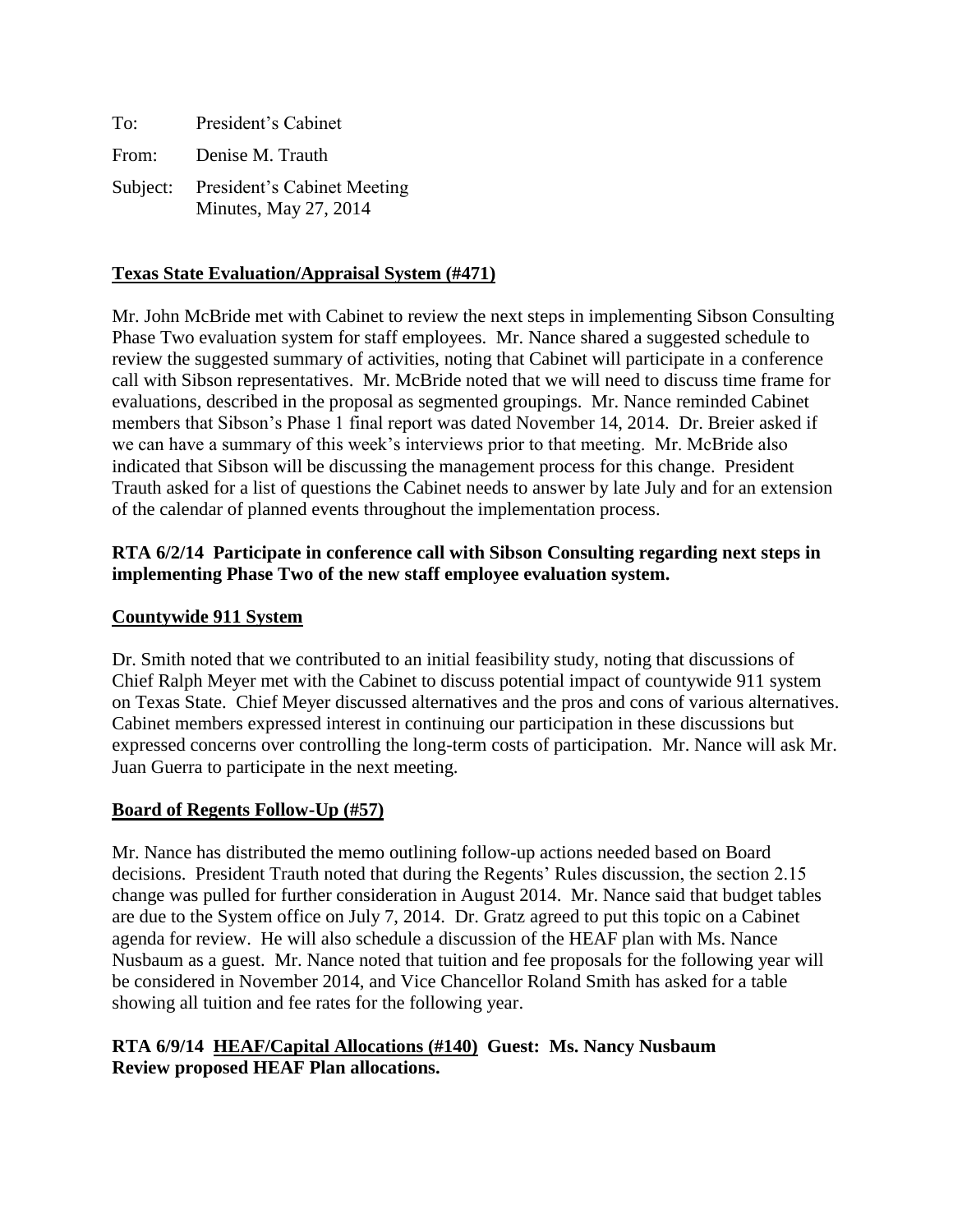To: President's Cabinet

From: Denise M. Trauth

Subject: President's Cabinet Meeting Minutes, May 27, 2014

**<u>Texas State Evaluation/Appraisal System (#471)</u>**

Mr. John McBride met with Cabinet to review the next steps in implementing Sibson Consulting Phase Two evaluation system for staff employees. Mr. Nance shared a suggested schedule to review the suggested summary of activities, noting that Cabinet will participate in a conference call with Sibson representatives. Mr. McBride noted that we will need to discuss time frame for evaluations, described in the proposal as segmented groupings. Mr. Nance reminded Cabinet members that Sibson's Phase 1 final report was dated November 14, 2014. Dr. Breier asked if we can have a summary of this week's interviews prior to that meeting. Mr. McBride also indicated that Sibson will be discussing the management process for this change. President Trauth asked for a list of questions the Cabinet needs to answer by late July and for an extension of the calendar of planned events throughout the implementation process.

**RTA 6/2/14 Participate in conference call with Sibson Consulting regarding next steps in implementing Phase Two of the new staff employee evaluation system.**

**<u>Countywide 911 System</u>**

Dr. Smith noted that we contributed to an initial feasibility study, noting that discussions of Chief Ralph Meyer met with the Cabinet to discuss potential impact of countywide 911 system on Texas State. Chief Meyer discussed alternatives and the pros and cons of various alternatives. Cabinet members expressed interest in continuing our participation in these discussions but expressed concerns over controlling the long-term costs of participation. Mr. Nance will ask Mr. Juan Guerra to participate in the next meeting.

**<u>Board of Regents Follow-Up (#57)</u>**

Mr. Nance has distributed the memo outlining follow-up actions needed based on Board decisions. President Trauth noted that during the Regents' Rules discussion, the section 2.15 change was pulled for further consideration in August 2014. Mr. Nance said that budget tables are due to the System office on July 7, 2014. Dr. Gratz agreed to put this topic on a Cabinet agenda for review. He will also schedule a discussion of the HEAF plan with Ms. Nance Nusbaum as a guest. Mr. Nance noted that tuition and fee proposals for the following year will be considered in November 2014, and Vice Chancellor Roland Smith has asked for a table showing all tuition and fee rates for the following year.

**RTA 6/9/14 <u>HEAF/Capital Allocations (#140)</u> Guest: Ms. Nancy Nusbaum**
**Review proposed HEAF Plan allocations.**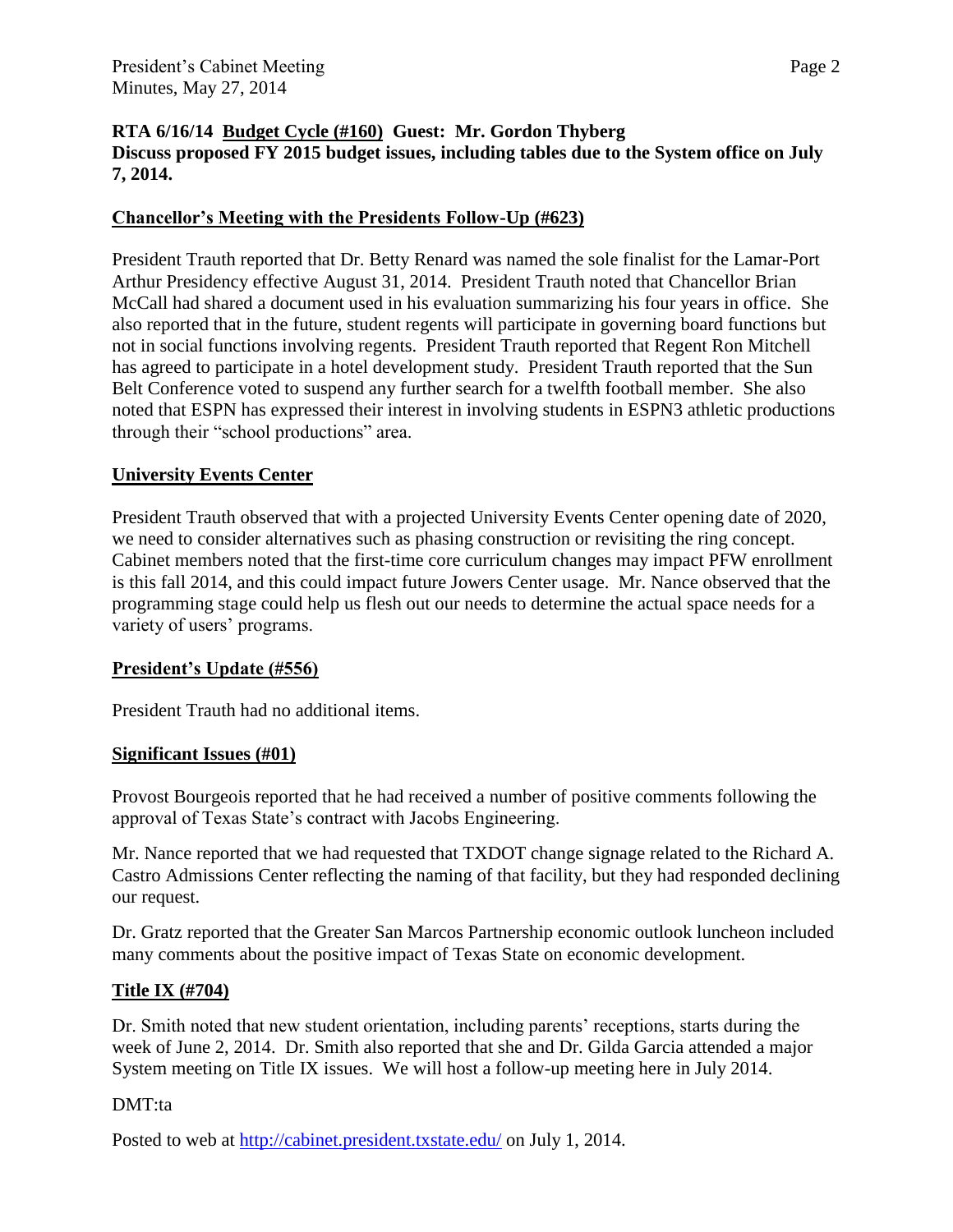**RTA 6/16/14 <u>Budget Cycle (#160)</u> Guest: Mr. Gordon Thyberg**
**Discuss proposed FY 2015 budget issues, including tables due to the System office on July 7, 2014.**

## Chancellor's Meeting with the Presidents Follow-Up (#623)

President Trauth reported that Dr. Betty Renard was named the sole finalist for the Lamar-Port Arthur Presidency effective August 31, 2014. President Trauth noted that Chancellor Brian McCall had shared a document used in his evaluation summarizing his four years in office. She also reported that in the future, student regents will participate in governing board functions but not in social functions involving regents. President Trauth reported that Regent Ron Mitchell has agreed to participate in a hotel development study. President Trauth reported that the Sun Belt Conference voted to suspend any further search for a twelfth football member. She also noted that ESPN has expressed their interest in involving students in ESPN3 athletic productions through their "school productions" area.

## University Events Center

President Trauth observed that with a projected University Events Center opening date of 2020, we need to consider alternatives such as phasing construction or revisiting the ring concept. Cabinet members noted that the first-time core curriculum changes may impact PFW enrollment is this fall 2014, and this could impact future Jowers Center usage. Mr. Nance observed that the programming stage could help us flesh out our needs to determine the actual space needs for a variety of users' programs.

## President's Update (#556)

President Trauth had no additional items.

## Significant Issues (#01)

Provost Bourgeois reported that he had received a number of positive comments following the approval of Texas State's contract with Jacobs Engineering.

Mr. Nance reported that we had requested that TXDOT change signage related to the Richard A. Castro Admissions Center reflecting the naming of that facility, but they had responded declining our request.

Dr. Gratz reported that the Greater San Marcos Partnership economic outlook luncheon included many comments about the positive impact of Texas State on economic development.

## Title IX (#704)

Dr. Smith noted that new student orientation, including parents' receptions, starts during the week of June 2, 2014. Dr. Smith also reported that she and Dr. Gilda Garcia attended a major System meeting on Title IX issues. We will host a follow-up meeting here in July 2014.

DMT:ta

Posted to web at http://cabinet.president.txstate.edu/ on July 1, 2014.